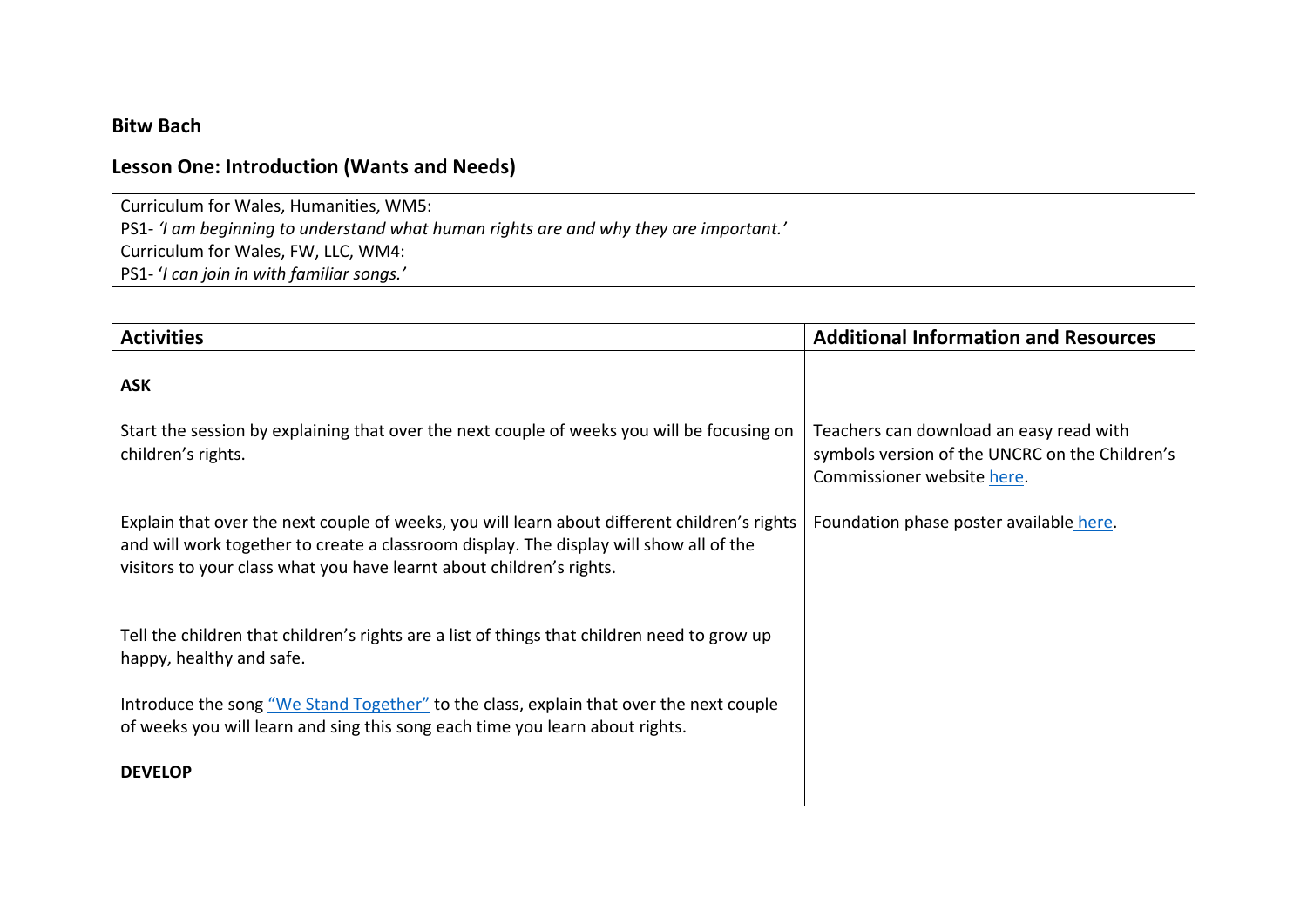**Bitw Bach**

**Lesson One: Introduction (Wants and Needs)**

| Curriculum for Wales, Humanities, WM5:<br>PS1- *'I am beginning to understand what human rights are and why they are important.'*<br>Curriculum for Wales, FW, LLC, WM4:<br>PS1- '*I can join in with familiar songs.'* |
|---|

| Activities | Additional Information and Resources |
|---|---|
| **ASK** | |
| Start the session by explaining that over the next couple of weeks you will be focusing on children's rights. | Teachers can download an easy read with symbols version of the UNCRC on the Children's Commissioner website here. |
| Explain that over the next couple of weeks, you will learn about different children's rights and will work together to create a classroom display. The display will show all of the visitors to your class what you have learnt about children's rights. | Foundation phase poster available here. |
| Tell the children that children's rights are a list of things that children need to grow up happy, healthy and safe. | |
| Introduce the song "We Stand Together" to the class, explain that over the next couple of weeks you will learn and sing this song each time you learn about rights. | |
| **DEVELOP** | |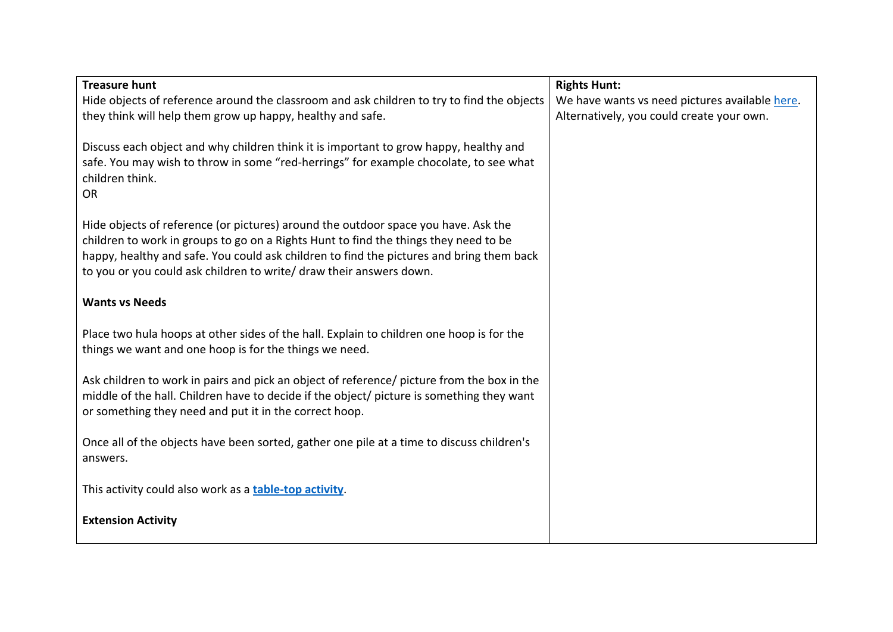| | |
|---|---|
| **Treasure hunt**<br>Hide objects of reference around the classroom and ask children to try to find the objects they think will help them grow up happy, healthy and safe.<br><br>Discuss each object and why children think it is important to grow happy, healthy and safe. You may wish to throw in some "red-herrings" for example chocolate, to see what children think.<br>OR<br><br>Hide objects of reference (or pictures) around the outdoor space you have. Ask the children to work in groups to go on a Rights Hunt to find the things they need to be happy, healthy and safe. You could ask children to find the pictures and bring them back to you or you could ask children to write/ draw their answers down.<br><br>**Wants vs Needs**<br><br>Place two hula hoops at other sides of the hall. Explain to children one hoop is for the things we want and one hoop is for the things we need.<br><br>Ask children to work in pairs and pick an object of reference/ picture from the box in the middle of the hall. Children have to decide if the object/ picture is something they want or something they need and put it in the correct hoop.<br><br>Once all of the objects have been sorted, gather one pile at a time to discuss children's answers.<br><br>This activity could also work as a **table-top activity**.<br><br>**Extension Activity** | **Rights Hunt:**<br>We have wants vs need pictures available here. Alternatively, you could create your own. |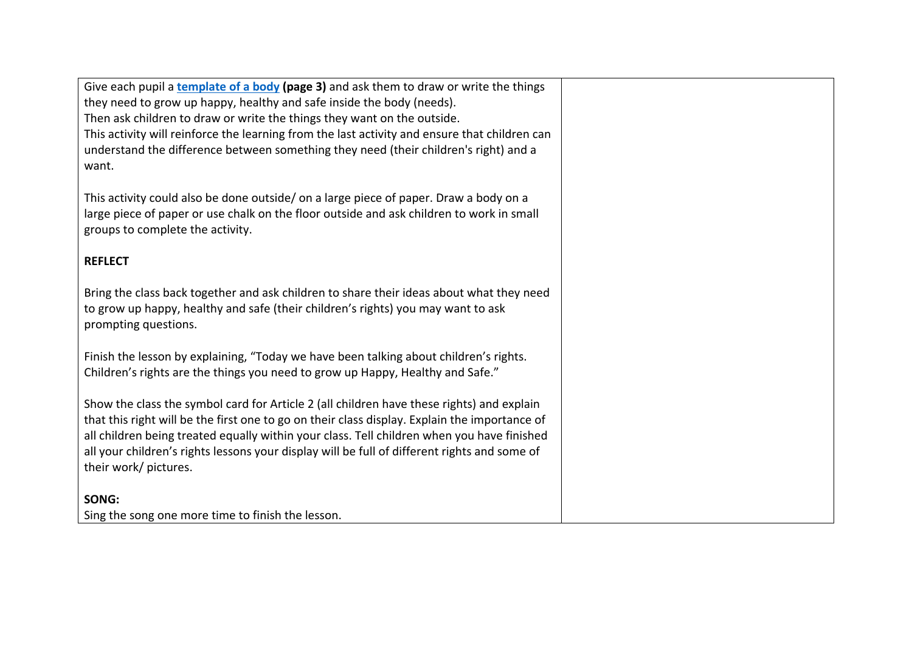| | |
|---|---|
| Give each pupil a **[template of a body](#) (page 3)** and ask them to draw or write the things they need to grow up happy, healthy and safe inside the body (needs).<br>Then ask children to draw or write the things they want on the outside.<br>This activity will reinforce the learning from the last activity and ensure that children can understand the difference between something they need (their children's right) and a want.<br><br>This activity could also be done outside/ on a large piece of paper. Draw a body on a large piece of paper or use chalk on the floor outside and ask children to work in small groups to complete the activity.<br><br>**REFLECT**<br><br>Bring the class back together and ask children to share their ideas about what they need to grow up happy, healthy and safe (their children's rights) you may want to ask prompting questions.<br><br>Finish the lesson by explaining, "Today we have been talking about children's rights. Children's rights are the things you need to grow up Happy, Healthy and Safe."<br><br>Show the class the symbol card for Article 2 (all children have these rights) and explain that this right will be the first one to go on their class display. Explain the importance of all children being treated equally within your class. Tell children when you have finished all your children's rights lessons your display will be full of different rights and some of their work/ pictures.<br><br>**SONG:**<br>Sing the song one more time to finish the lesson. | |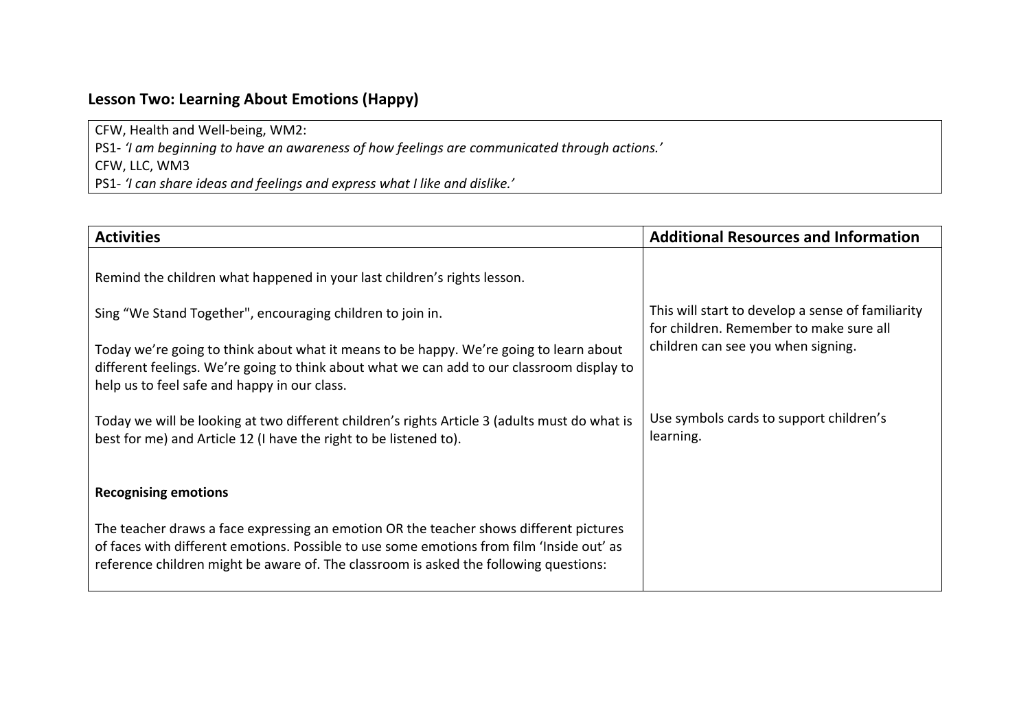## Lesson Two: Learning About Emotions (Happy)

| CFW, Health and Well-being, WM2:<br>PS1- *'I am beginning to have an awareness of how feelings are communicated through actions.'*<br>CFW, LLC, WM3<br>PS1- *'I can share ideas and feelings and express what I like and dislike.'* |
| --- |

| Activities | Additional Resources and Information |
| --- | --- |
| Remind the children what happened in your last children's rights lesson. | |
| Sing "We Stand Together", encouraging children to join in. | This will start to develop a sense of familiarity for children. Remember to make sure all children can see you when signing. |
| Today we're going to think about what it means to be happy. We're going to learn about different feelings. We're going to think about what we can add to our classroom display to help us to feel safe and happy in our class. | |
| Today we will be looking at two different children's rights Article 3 (adults must do what is best for me) and Article 12 (I have the right to be listened to). | Use symbols cards to support children's learning. |
| **Recognising emotions** | |
| The teacher draws a face expressing an emotion OR the teacher shows different pictures of faces with different emotions. Possible to use some emotions from film 'Inside out' as reference children might be aware of. The classroom is asked the following questions: | |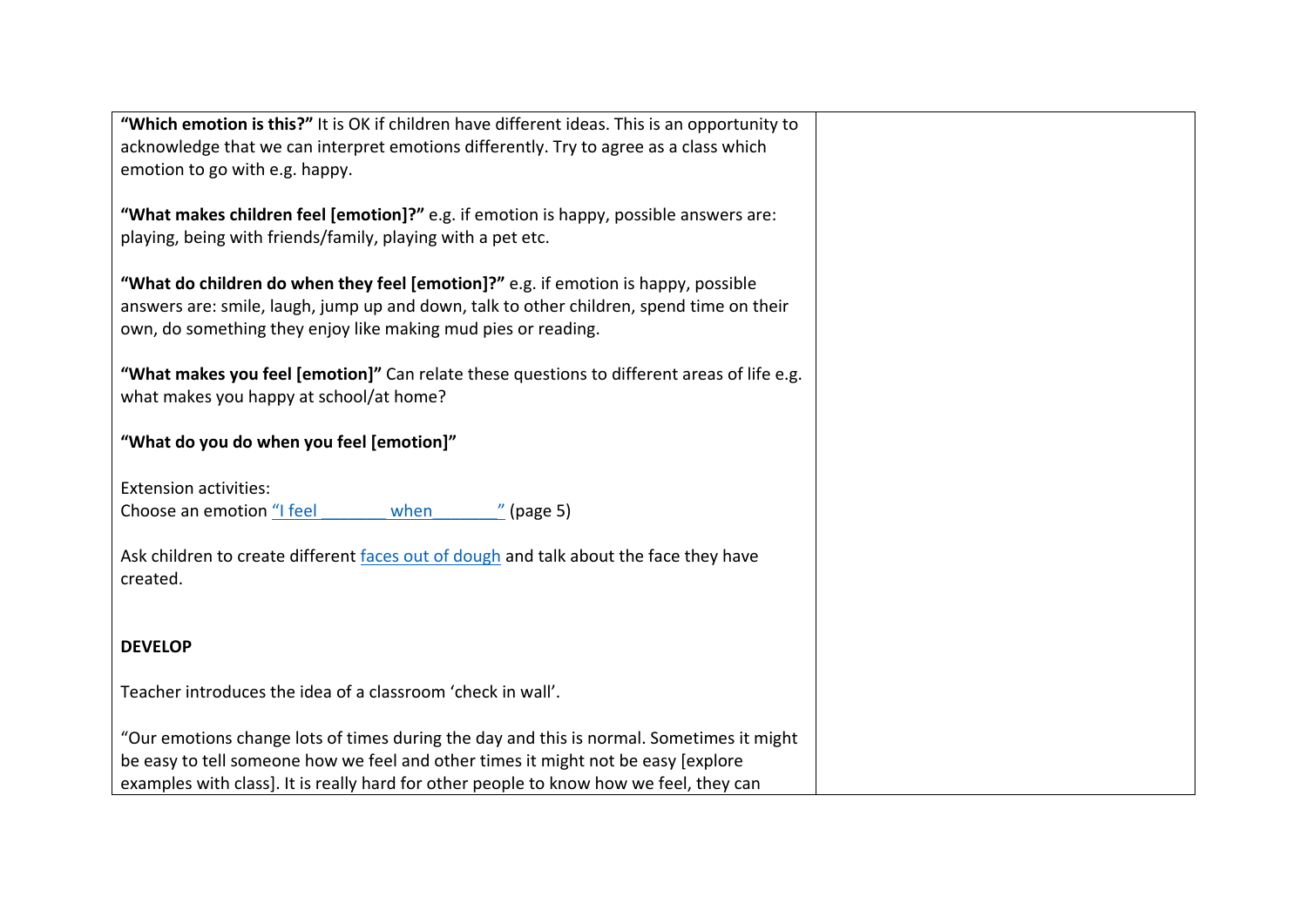| | |
|---|---|
| **"Which emotion is this?"** It is OK if children have different ideas. This is an opportunity to acknowledge that we can interpret emotions differently. Try to agree as a class which emotion to go with e.g. happy.<br><br>**"What makes children feel [emotion]?"** e.g. if emotion is happy, possible answers are: playing, being with friends/family, playing with a pet etc.<br><br>**"What do children do when they feel [emotion]?"** e.g. if emotion is happy, possible answers are: smile, laugh, jump up and down, talk to other children, spend time on their own, do something they enjoy like making mud pies or reading.<br><br>**"What makes you feel [emotion]"** Can relate these questions to different areas of life e.g. what makes you happy at school/at home?<br><br>**"What do you do when you feel [emotion]"**<br><br>Extension activities:<br>Choose an emotion "I feel _______ when_______" (page 5)<br><br>Ask children to create different faces out of dough and talk about the face they have created.<br><br><br>**DEVELOP**<br><br>Teacher introduces the idea of a classroom 'check in wall'.<br><br>"Our emotions change lots of times during the day and this is normal. Sometimes it might be easy to tell someone how we feel and other times it might not be easy [explore examples with class]. It is really hard for other people to know how we feel, they can | |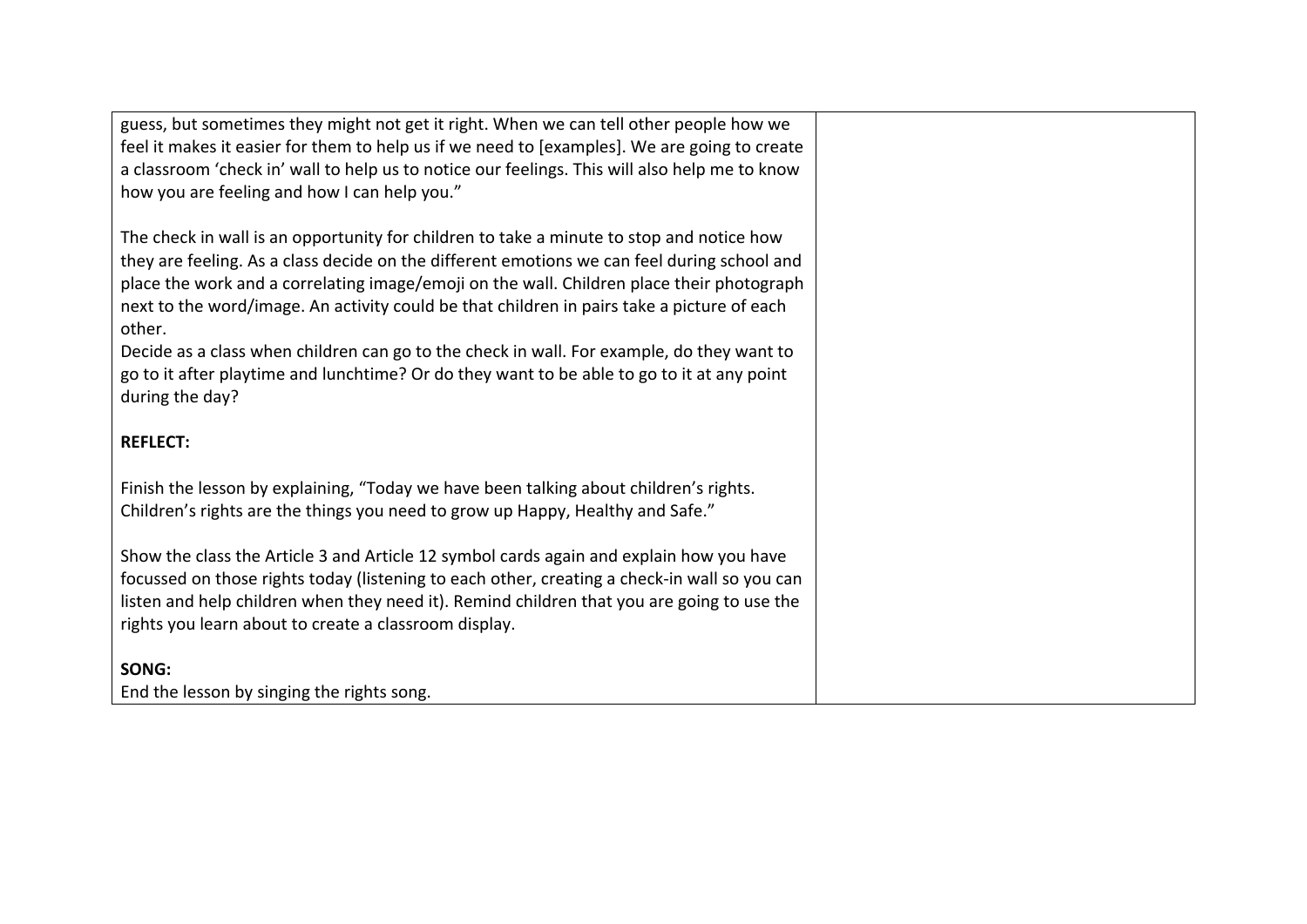| | |
|---|---|
| guess, but sometimes they might not get it right. When we can tell other people how we feel it makes it easier for them to help us if we need to [examples]. We are going to create a classroom 'check in' wall to help us to notice our feelings. This will also help me to know how you are feeling and how I can help you."<br><br>The check in wall is an opportunity for children to take a minute to stop and notice how they are feeling. As a class decide on the different emotions we can feel during school and place the work and a correlating image/emoji on the wall. Children place their photograph next to the word/image. An activity could be that children in pairs take a picture of each other.<br>Decide as a class when children can go to the check in wall. For example, do they want to go to it after playtime and lunchtime? Or do they want to be able to go to it at any point during the day?<br><br>**REFLECT:**<br><br>Finish the lesson by explaining, "Today we have been talking about children's rights. Children's rights are the things you need to grow up Happy, Healthy and Safe."<br><br>Show the class the Article 3 and Article 12 symbol cards again and explain how you have focussed on those rights today (listening to each other, creating a check-in wall so you can listen and help children when they need it). Remind children that you are going to use the rights you learn about to create a classroom display.<br><br>**SONG:**<br>End the lesson by singing the rights song. | |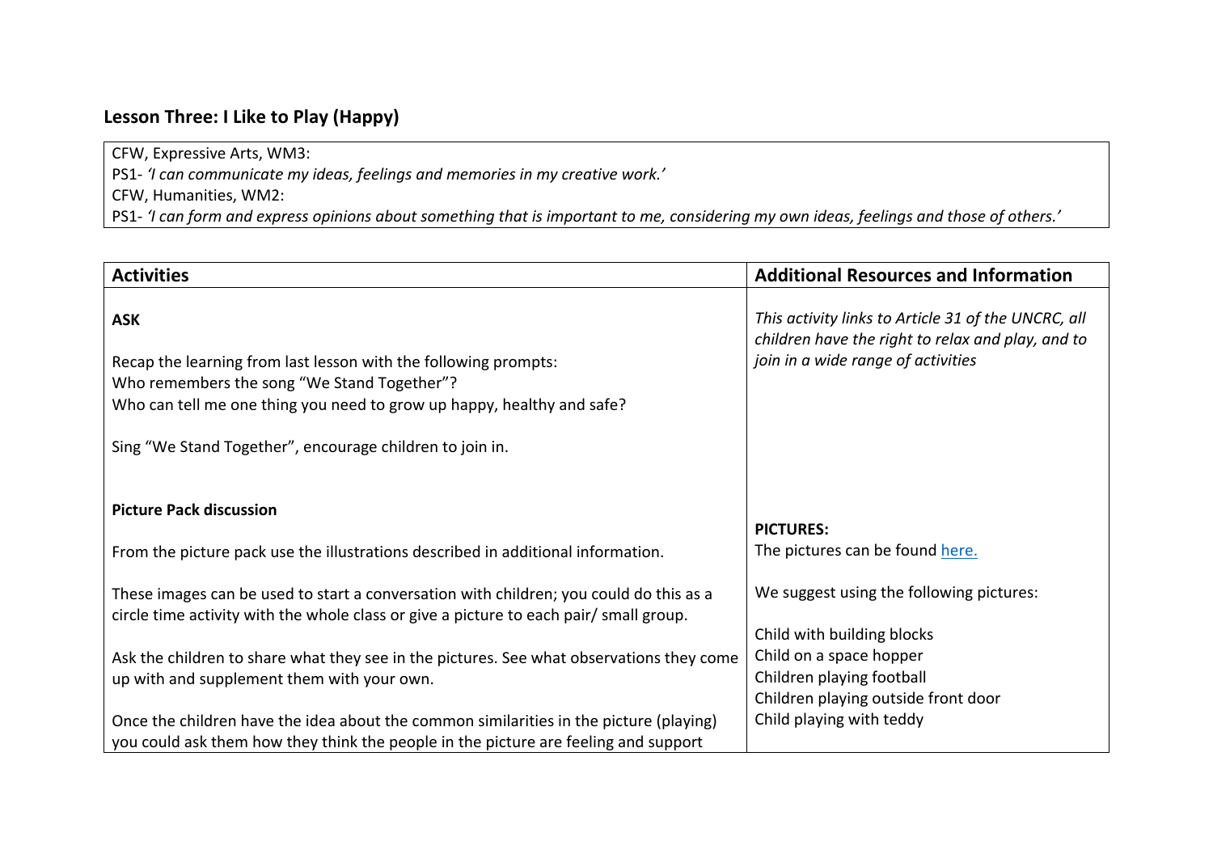## Lesson Three: I Like to Play (Happy)

| CFW, Expressive Arts, WM3:<br>PS1- *'I can communicate my ideas, feelings and memories in my creative work.'*<br>CFW, Humanities, WM2:<br>PS1- *'I can form and express opinions about something that is important to me, considering my own ideas, feelings and those of others.'* |
|---|

| Activities | Additional Resources and Information |
|---|---|
| **ASK**<br><br>Recap the learning from last lesson with the following prompts:<br>Who remembers the song "We Stand Together"?<br>Who can tell me one thing you need to grow up happy, healthy and safe?<br><br>Sing "We Stand Together", encourage children to join in. | *This activity links to Article 31 of the UNCRC, all children have the right to relax and play, and to join in a wide range of activities* |
| **Picture Pack discussion**<br><br>From the picture pack use the illustrations described in additional information.<br><br>These images can be used to start a conversation with children; you could do this as a circle time activity with the whole class or give a picture to each pair/ small group.<br><br>Ask the children to share what they see in the pictures. See what observations they come up with and supplement them with your own.<br><br>Once the children have the idea about the common similarities in the picture (playing) you could ask them how they think the people in the picture are feeling and support | **PICTURES:**<br>The pictures can be found [here.]()<br><br>We suggest using the following pictures:<br><br>Child with building blocks<br>Child on a space hopper<br>Children playing football<br>Children playing outside front door<br>Child playing with teddy |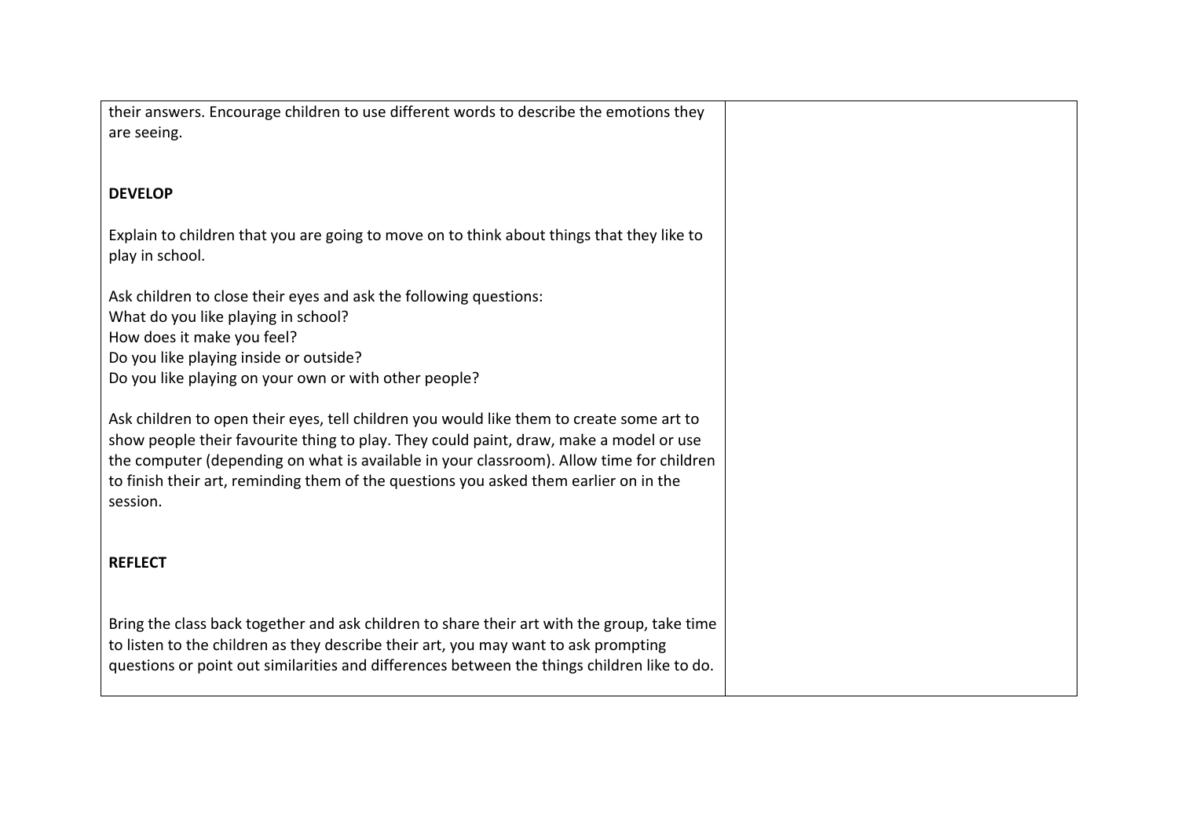| | |
|---|---|
| their answers. Encourage children to use different words to describe the emotions they are seeing.<br><br>**DEVELOP**<br><br>Explain to children that you are going to move on to think about things that they like to play in school.<br><br>Ask children to close their eyes and ask the following questions:<br>What do you like playing in school?<br>How does it make you feel?<br>Do you like playing inside or outside?<br>Do you like playing on your own or with other people?<br><br>Ask children to open their eyes, tell children you would like them to create some art to show people their favourite thing to play. They could paint, draw, make a model or use the computer (depending on what is available in your classroom). Allow time for children to finish their art, reminding them of the questions you asked them earlier on in the session.<br><br>**REFLECT**<br><br>Bring the class back together and ask children to share their art with the group, take time to listen to the children as they describe their art, you may want to ask prompting questions or point out similarities and differences between the things children like to do. | |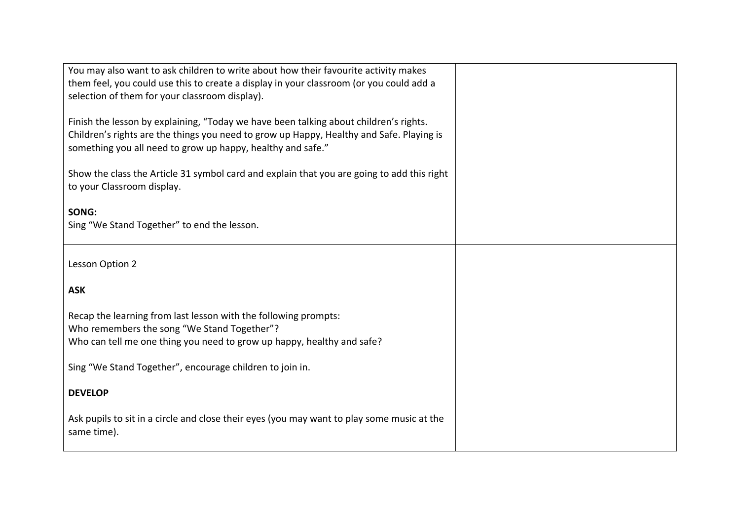| | |
|---|---|
| You may also want to ask children to write about how their favourite activity makes them feel, you could use this to create a display in your classroom (or you could add a selection of them for your classroom display).<br><br>Finish the lesson by explaining, "Today we have been talking about children's rights. Children's rights are the things you need to grow up Happy, Healthy and Safe. Playing is something you all need to grow up happy, healthy and safe."<br><br>Show the class the Article 31 symbol card and explain that you are going to add this right to your Classroom display.<br><br>**SONG:**<br>Sing "We Stand Together" to end the lesson. | |
| Lesson Option 2<br><br>**ASK**<br><br>Recap the learning from last lesson with the following prompts:<br>Who remembers the song "We Stand Together"?<br>Who can tell me one thing you need to grow up happy, healthy and safe?<br><br>Sing "We Stand Together", encourage children to join in.<br><br>**DEVELOP**<br><br>Ask pupils to sit in a circle and close their eyes (you may want to play some music at the same time). | |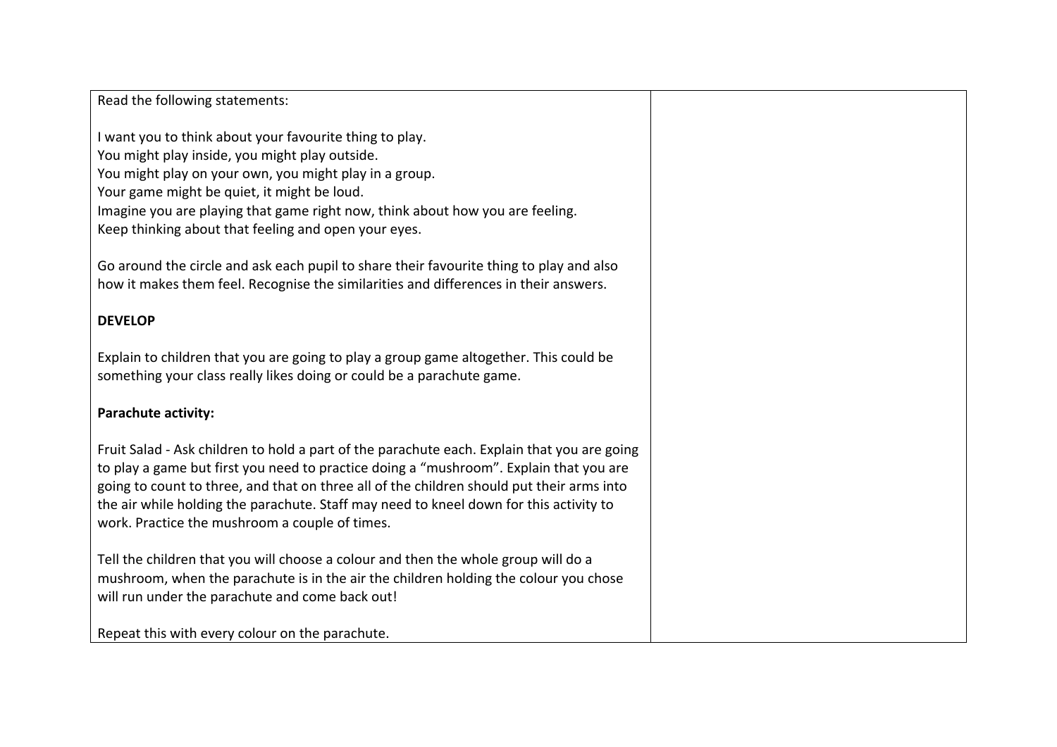| | |
|---|---|
| Read the following statements:<br><br>I want you to think about your favourite thing to play.<br>You might play inside, you might play outside.<br>You might play on your own, you might play in a group.<br>Your game might be quiet, it might be loud.<br>Imagine you are playing that game right now, think about how you are feeling.<br>Keep thinking about that feeling and open your eyes.<br><br>Go around the circle and ask each pupil to share their favourite thing to play and also how it makes them feel. Recognise the similarities and differences in their answers.<br><br>**DEVELOP**<br><br>Explain to children that you are going to play a group game altogether. This could be something your class really likes doing or could be a parachute game.<br><br>**Parachute activity:**<br><br>Fruit Salad - Ask children to hold a part of the parachute each. Explain that you are going to play a game but first you need to practice doing a "mushroom". Explain that you are going to count to three, and that on three all of the children should put their arms into the air while holding the parachute. Staff may need to kneel down for this activity to work. Practice the mushroom a couple of times.<br><br>Tell the children that you will choose a colour and then the whole group will do a mushroom, when the parachute is in the air the children holding the colour you chose will run under the parachute and come back out!<br><br>Repeat this with every colour on the parachute. | |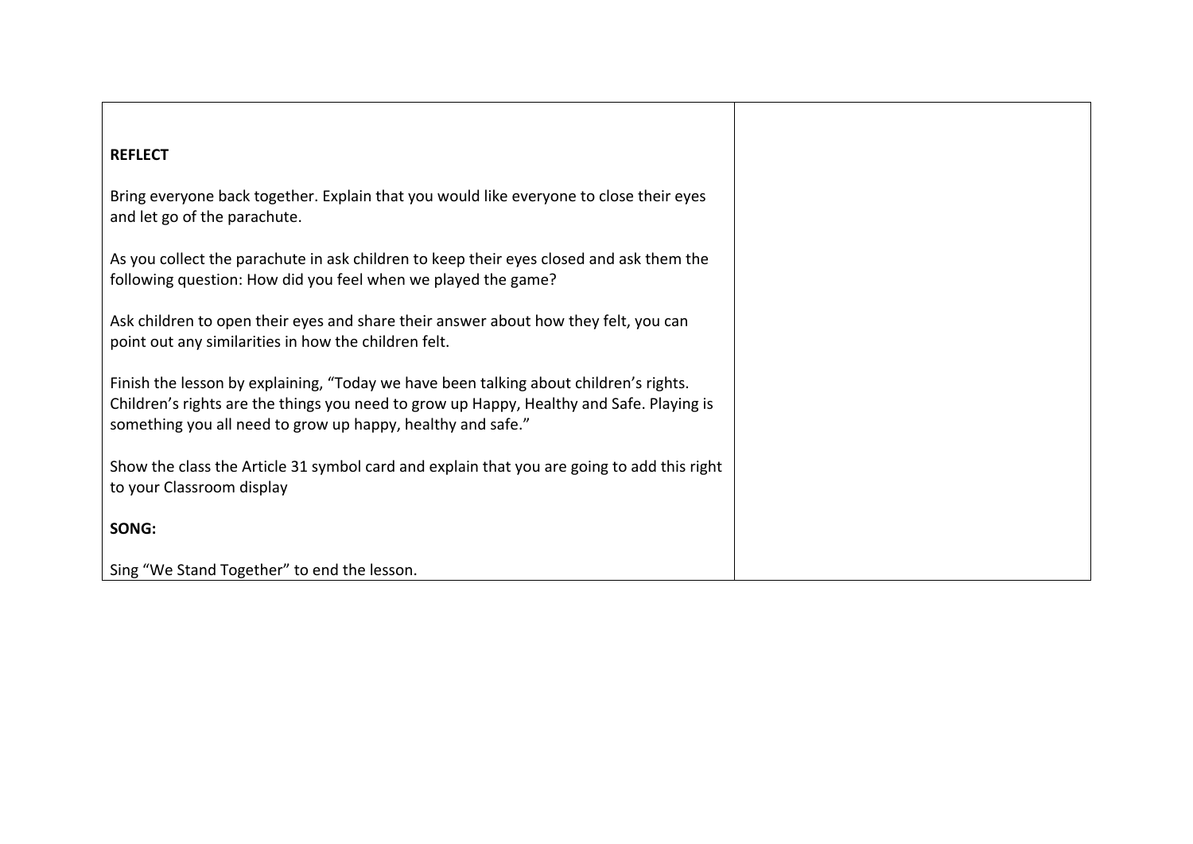| | |
|---|---|
| **REFLECT**<br><br>Bring everyone back together. Explain that you would like everyone to close their eyes and let go of the parachute.<br><br>As you collect the parachute in ask children to keep their eyes closed and ask them the following question: How did you feel when we played the game?<br><br>Ask children to open their eyes and share their answer about how they felt, you can point out any similarities in how the children felt.<br><br>Finish the lesson by explaining, "Today we have been talking about children's rights. Children's rights are the things you need to grow up Happy, Healthy and Safe. Playing is something you all need to grow up happy, healthy and safe."<br><br>Show the class the Article 31 symbol card and explain that you are going to add this right to your Classroom display<br><br>**SONG:**<br><br>Sing "We Stand Together" to end the lesson. | |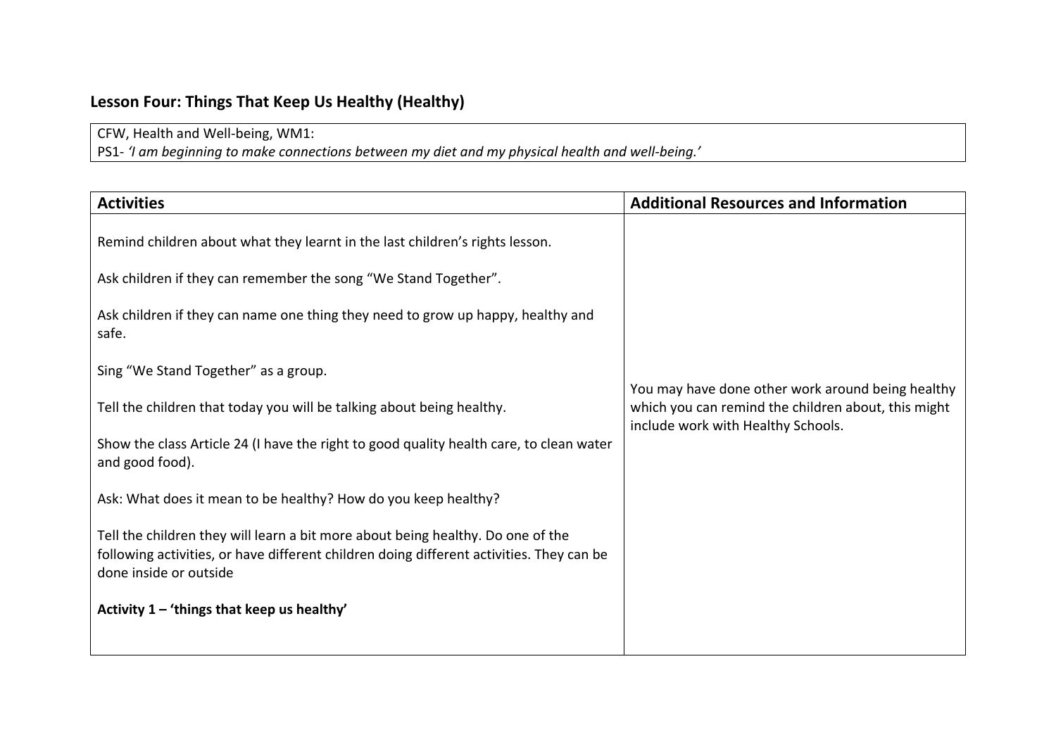## Lesson Four: Things That Keep Us Healthy (Healthy)

| CFW, Health and Well-being, WM1:<br>PS1- *'I am beginning to make connections between my diet and my physical health and well-being.'* |
|---|

| Activities | Additional Resources and Information |
|---|---|
| Remind children about what they learnt in the last children's rights lesson.<br><br>Ask children if they can remember the song "We Stand Together".<br><br>Ask children if they can name one thing they need to grow up happy, healthy and safe.<br><br>Sing "We Stand Together" as a group.<br><br>Tell the children that today you will be talking about being healthy.<br><br>Show the class Article 24 (I have the right to good quality health care, to clean water and good food).<br><br>Ask: What does it mean to be healthy? How do you keep healthy?<br><br>Tell the children they will learn a bit more about being healthy. Do one of the following activities, or have different children doing different activities. They can be done inside or outside<br><br>**Activity 1 – 'things that keep us healthy'** | You may have done other work around being healthy which you can remind the children about, this might include work with Healthy Schools. |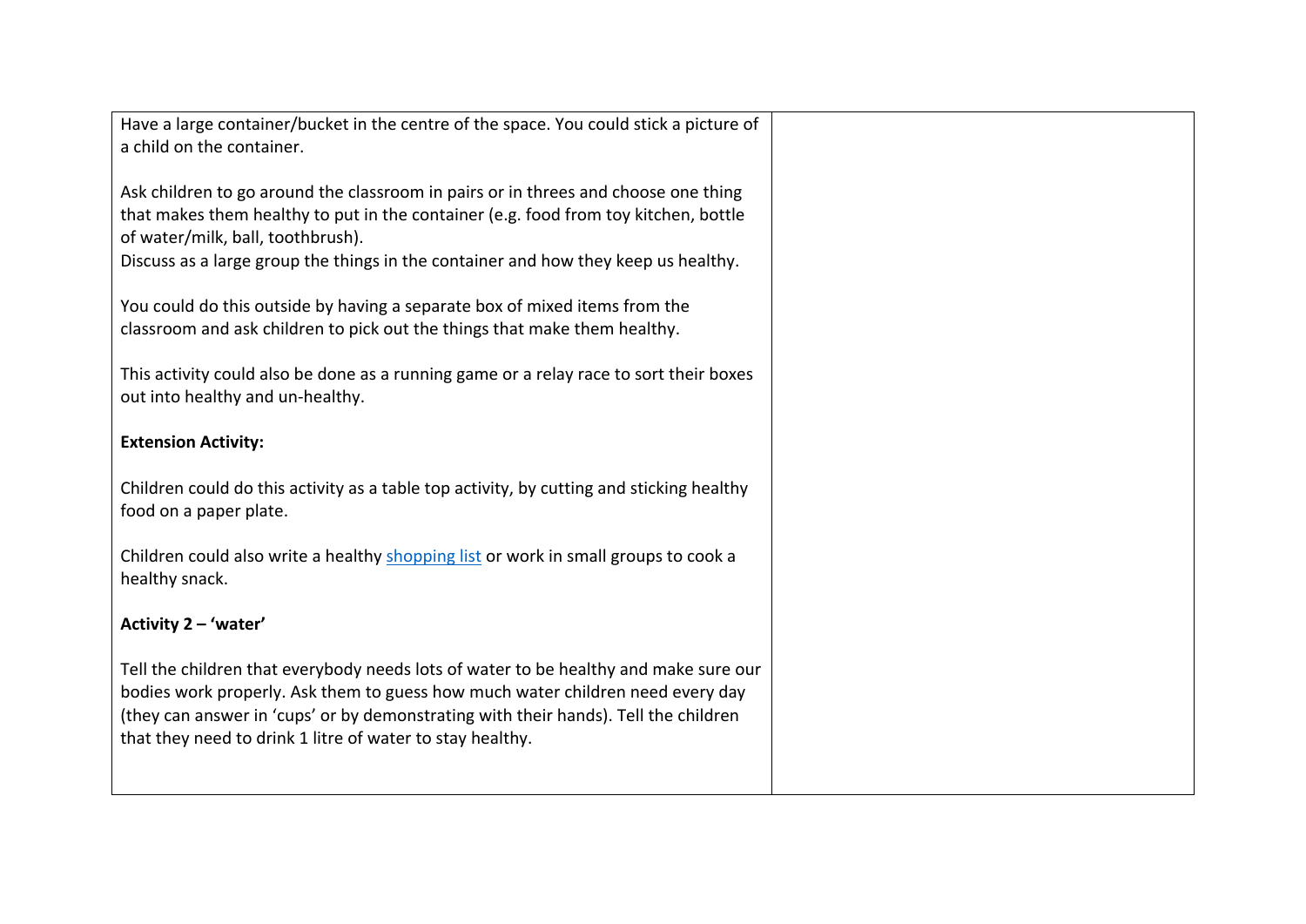Have a large container/bucket in the centre of the space. You could stick a picture of a child on the container.

Ask children to go around the classroom in pairs or in threes and choose one thing that makes them healthy to put in the container (e.g. food from toy kitchen, bottle of water/milk, ball, toothbrush).
Discuss as a large group the things in the container and how they keep us healthy.

You could do this outside by having a separate box of mixed items from the classroom and ask children to pick out the things that make them healthy.

This activity could also be done as a running game or a relay race to sort their boxes out into healthy and un-healthy.

**Extension Activity:**

Children could do this activity as a table top activity, by cutting and sticking healthy food on a paper plate.

Children could also write a healthy shopping list or work in small groups to cook a healthy snack.

**Activity 2 – 'water'**

Tell the children that everybody needs lots of water to be healthy and make sure our bodies work properly. Ask them to guess how much water children need every day (they can answer in 'cups' or by demonstrating with their hands). Tell the children that they need to drink 1 litre of water to stay healthy.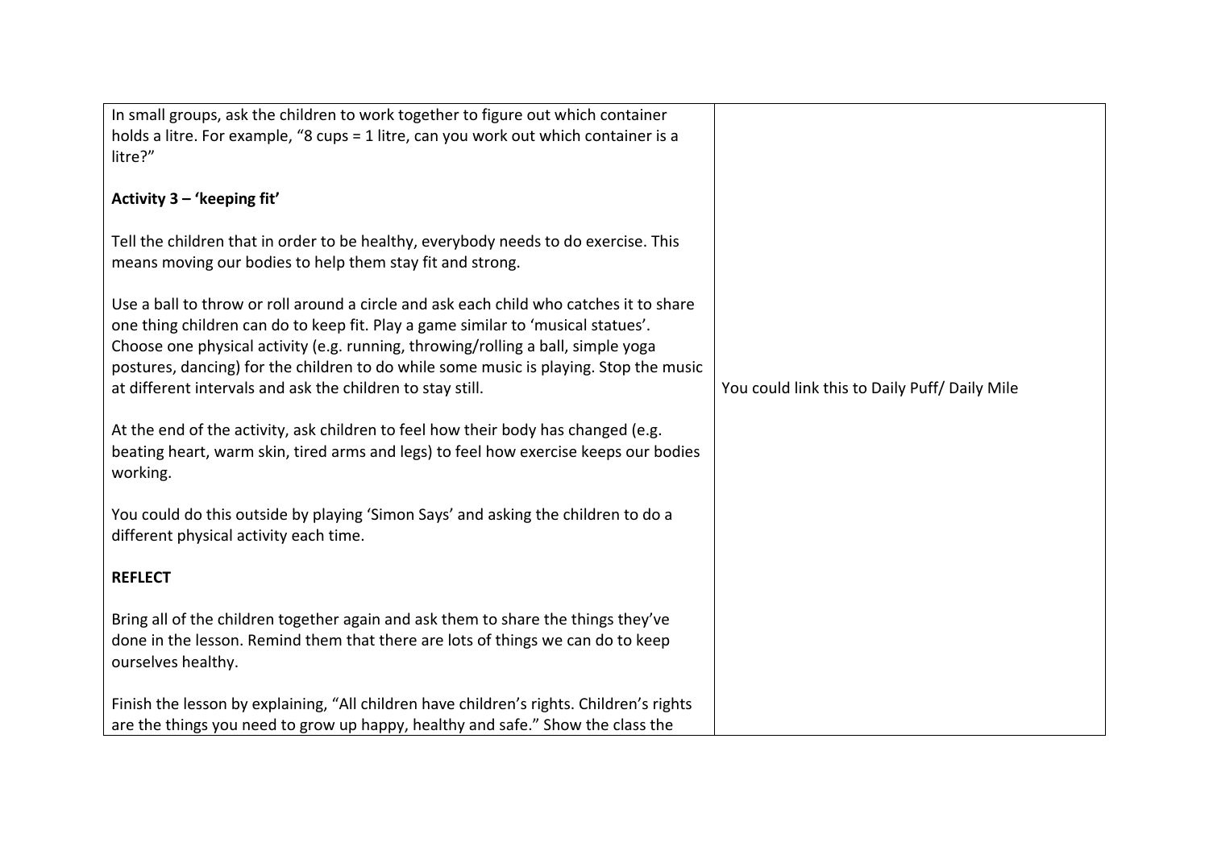| | |
|---|---|
| In small groups, ask the children to work together to figure out which container holds a litre. For example, “8 cups = 1 litre, can you work out which container is a litre?”<br><br>**Activity 3 – ‘keeping fit’**<br><br>Tell the children that in order to be healthy, everybody needs to do exercise. This means moving our bodies to help them stay fit and strong.<br><br>Use a ball to throw or roll around a circle and ask each child who catches it to share one thing children can do to keep fit. Play a game similar to ‘musical statues’. Choose one physical activity (e.g. running, throwing/rolling a ball, simple yoga postures, dancing) for the children to do while some music is playing. Stop the music at different intervals and ask the children to stay still.<br><br>At the end of the activity, ask children to feel how their body has changed (e.g. beating heart, warm skin, tired arms and legs) to feel how exercise keeps our bodies working.<br><br>You could do this outside by playing ‘Simon Says’ and asking the children to do a different physical activity each time.<br><br>**REFLECT**<br><br>Bring all of the children together again and ask them to share the things they’ve done in the lesson. Remind them that there are lots of things we can do to keep ourselves healthy.<br><br>Finish the lesson by explaining, “All children have children’s rights. Children’s rights are the things you need to grow up happy, healthy and safe.” Show the class the | You could link this to Daily Puff/ Daily Mile |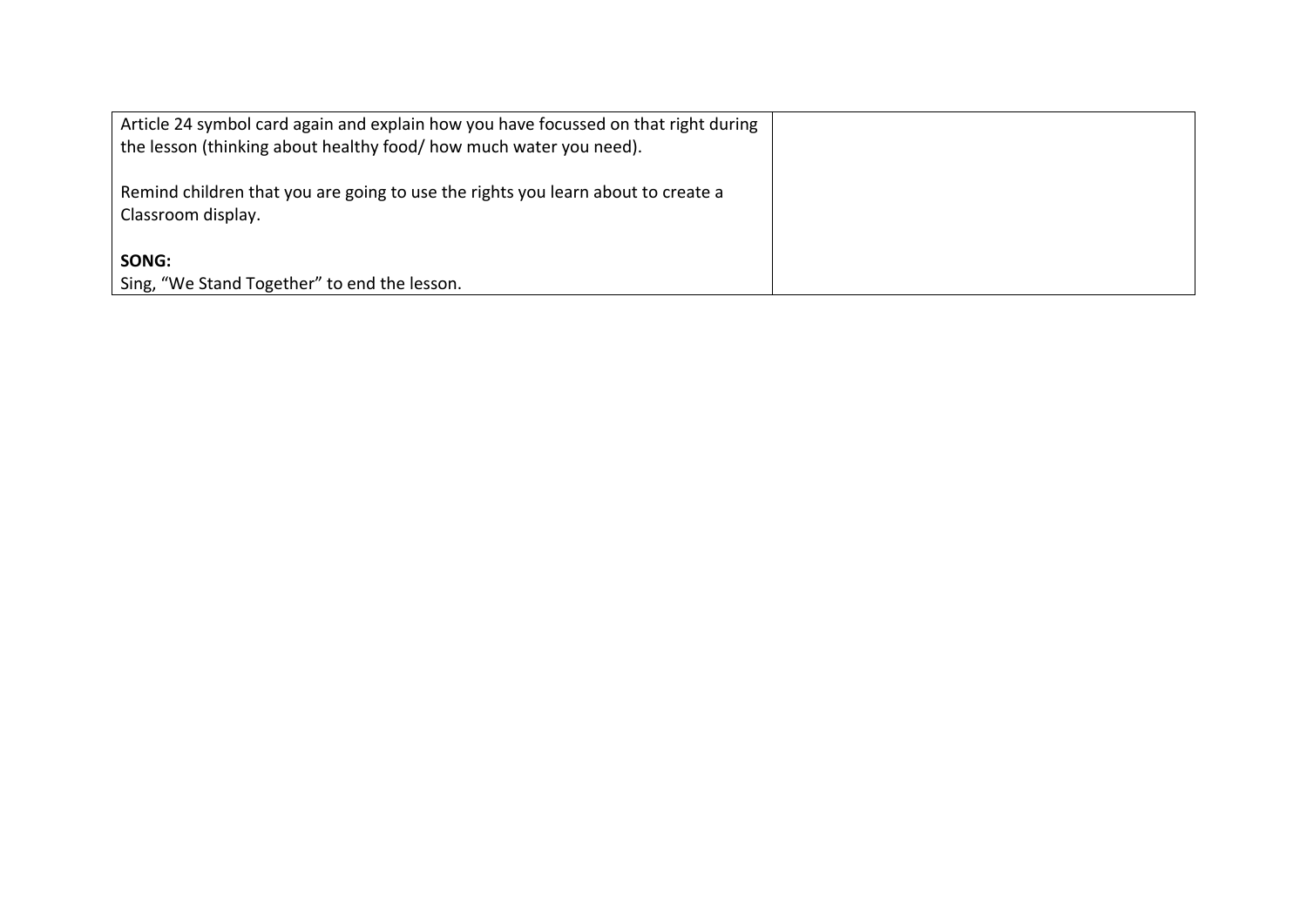| | |
|---|---|
| Article 24 symbol card again and explain how you have focussed on that right during the lesson (thinking about healthy food/ how much water you need).<br><br>Remind children that you are going to use the rights you learn about to create a Classroom display.<br><br>**SONG:**<br>Sing, “We Stand Together” to end the lesson. | |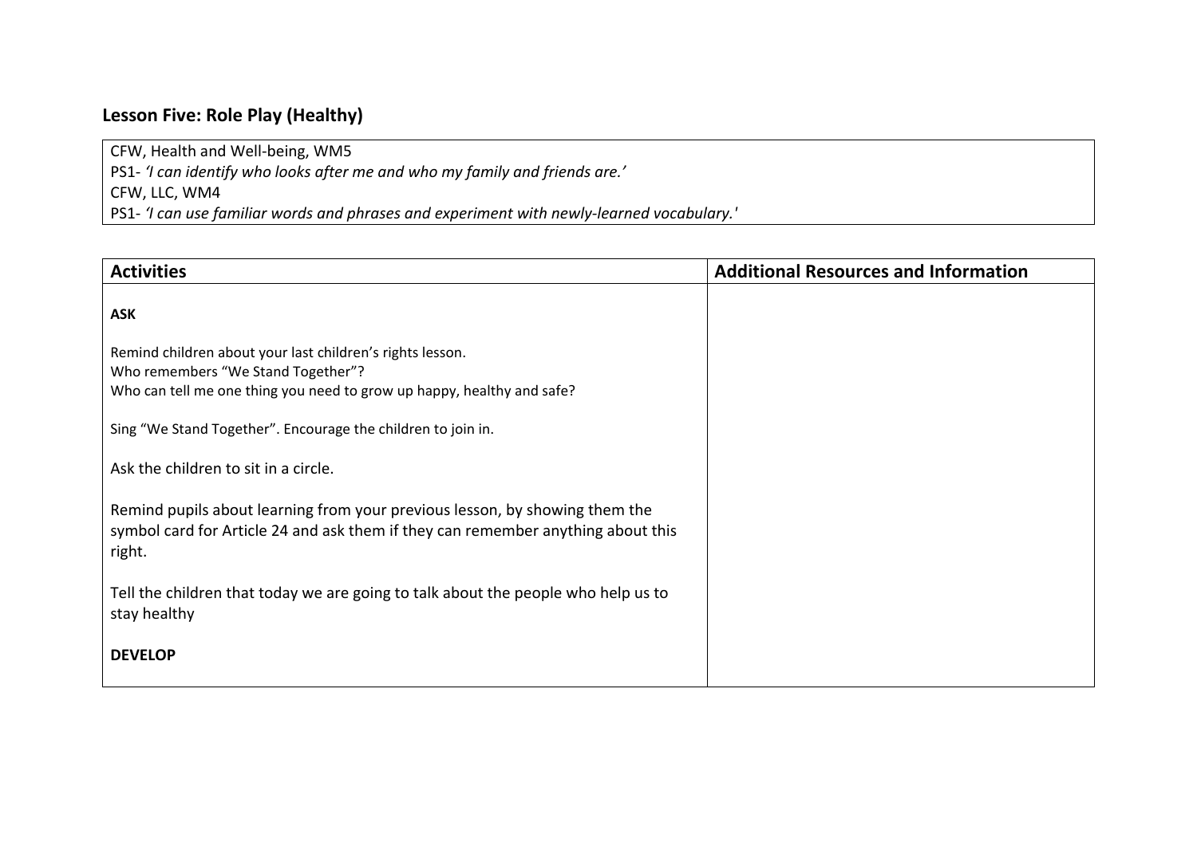## Lesson Five: Role Play (Healthy)

| CFW, Health and Well-being, WM5<br>PS1- *'I can identify who looks after me and who my family and friends are.'*<br>CFW, LLC, WM4<br>PS1- *'I can use familiar words and phrases and experiment with newly-learned vocabulary.'* |
|---|

| Activities | Additional Resources and Information |
|---|---|
| **ASK**<br><br>Remind children about your last children's rights lesson.<br>Who remembers "We Stand Together"?<br>Who can tell me one thing you need to grow up happy, healthy and safe?<br><br>Sing "We Stand Together". Encourage the children to join in.<br><br>Ask the children to sit in a circle.<br><br>Remind pupils about learning from your previous lesson, by showing them the symbol card for Article 24 and ask them if they can remember anything about this right.<br><br>Tell the children that today we are going to talk about the people who help us to stay healthy<br><br>**DEVELOP** | |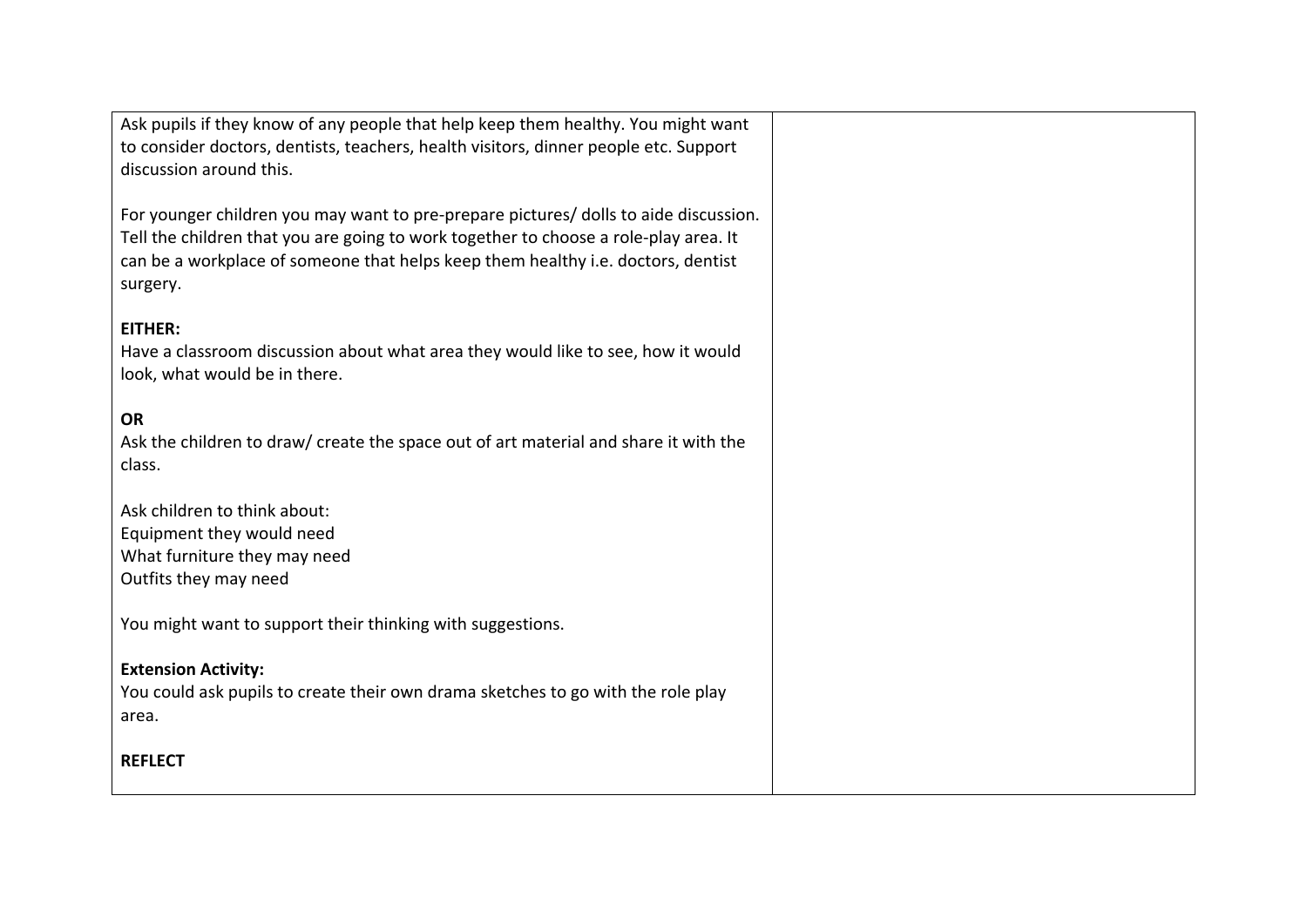Ask pupils if they know of any people that help keep them healthy. You might want to consider doctors, dentists, teachers, health visitors, dinner people etc. Support discussion around this.

For younger children you may want to pre-prepare pictures/ dolls to aide discussion. Tell the children that you are going to work together to choose a role-play area. It can be a workplace of someone that helps keep them healthy i.e. doctors, dentist surgery.

**EITHER:**
Have a classroom discussion about what area they would like to see, how it would look, what would be in there.

**OR**
Ask the children to draw/ create the space out of art material and share it with the class.

Ask children to think about:
Equipment they would need
What furniture they may need
Outfits they may need

You might want to support their thinking with suggestions.

**Extension Activity:**
You could ask pupils to create their own drama sketches to go with the role play area.

**REFLECT**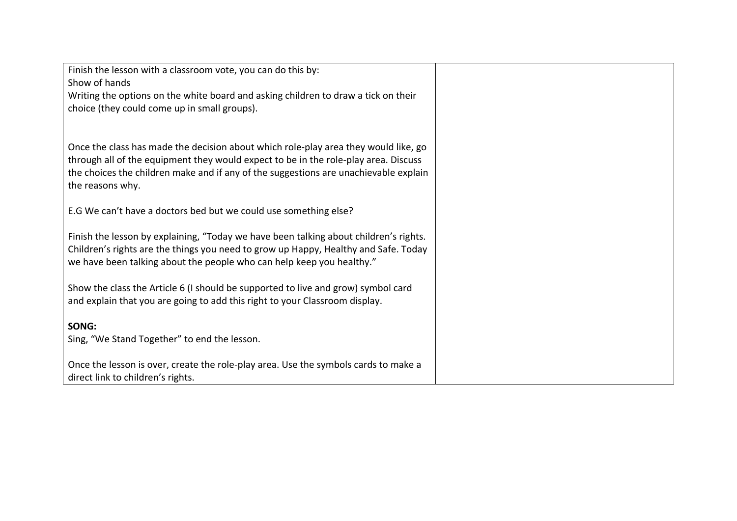| | |
|---|---|
| Finish the lesson with a classroom vote, you can do this by:<br>Show of hands<br>Writing the options on the white board and asking children to draw a tick on their choice (they could come up in small groups).<br><br>Once the class has made the decision about which role-play area they would like, go through all of the equipment they would expect to be in the role-play area. Discuss the choices the children make and if any of the suggestions are unachievable explain the reasons why.<br><br>E.G We can't have a doctors bed but we could use something else?<br><br>Finish the lesson by explaining, "Today we have been talking about children's rights. Children's rights are the things you need to grow up Happy, Healthy and Safe. Today we have been talking about the people who can help keep you healthy."<br><br>Show the class the Article 6 (I should be supported to live and grow) symbol card and explain that you are going to add this right to your Classroom display.<br><br>**SONG:**<br>Sing, "We Stand Together" to end the lesson.<br><br>Once the lesson is over, create the role-play area. Use the symbols cards to make a direct link to children's rights. | |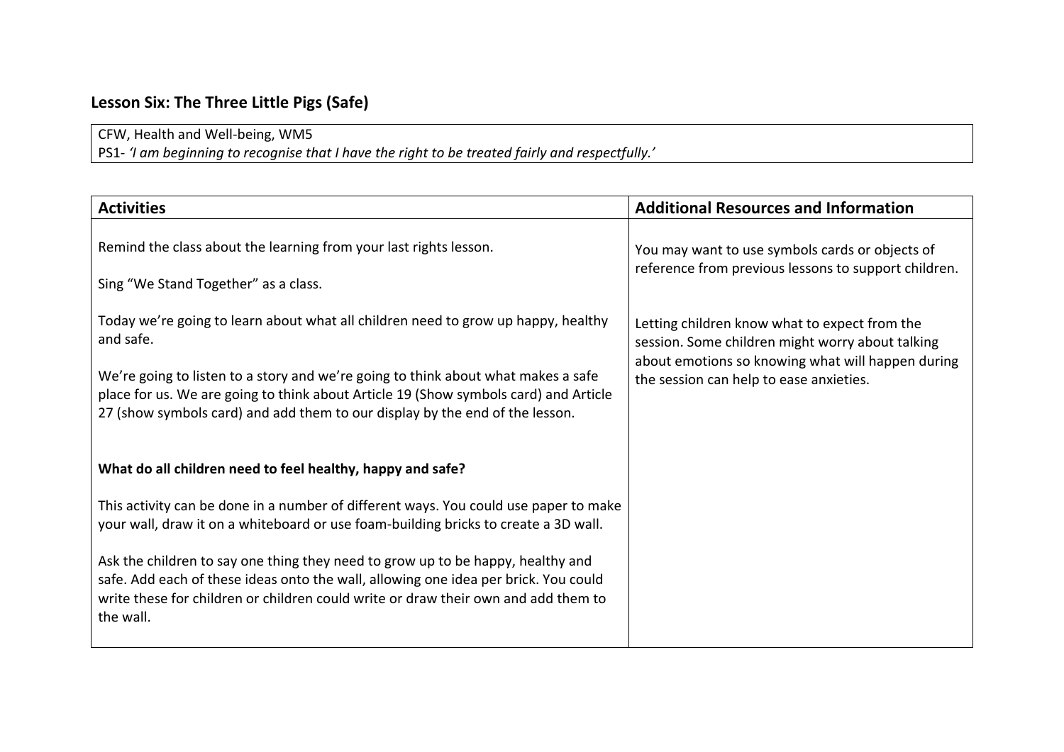## Lesson Six: The Three Little Pigs (Safe)

| CFW, Health and Well-being, WM5<br>PS1- *'I am beginning to recognise that I have the right to be treated fairly and respectfully.'* |
|---|

| **Activities** | **Additional Resources and Information** |
|---|---|
| Remind the class about the learning from your last rights lesson.<br><br>Sing "We Stand Together" as a class.<br><br>Today we're going to learn about what all children need to grow up happy, healthy and safe.<br><br>We're going to listen to a story and we're going to think about what makes a safe place for us. We are going to think about Article 19 (Show symbols card) and Article 27 (show symbols card) and add them to our display by the end of the lesson.<br><br>**What do all children need to feel healthy, happy and safe?**<br><br>This activity can be done in a number of different ways. You could use paper to make your wall, draw it on a whiteboard or use foam-building bricks to create a 3D wall.<br><br>Ask the children to say one thing they need to grow up to be happy, healthy and safe. Add each of these ideas onto the wall, allowing one idea per brick. You could write these for children or children could write or draw their own and add them to the wall. | You may want to use symbols cards or objects of reference from previous lessons to support children.<br><br>Letting children know what to expect from the session. Some children might worry about talking about emotions so knowing what will happen during the session can help to ease anxieties. |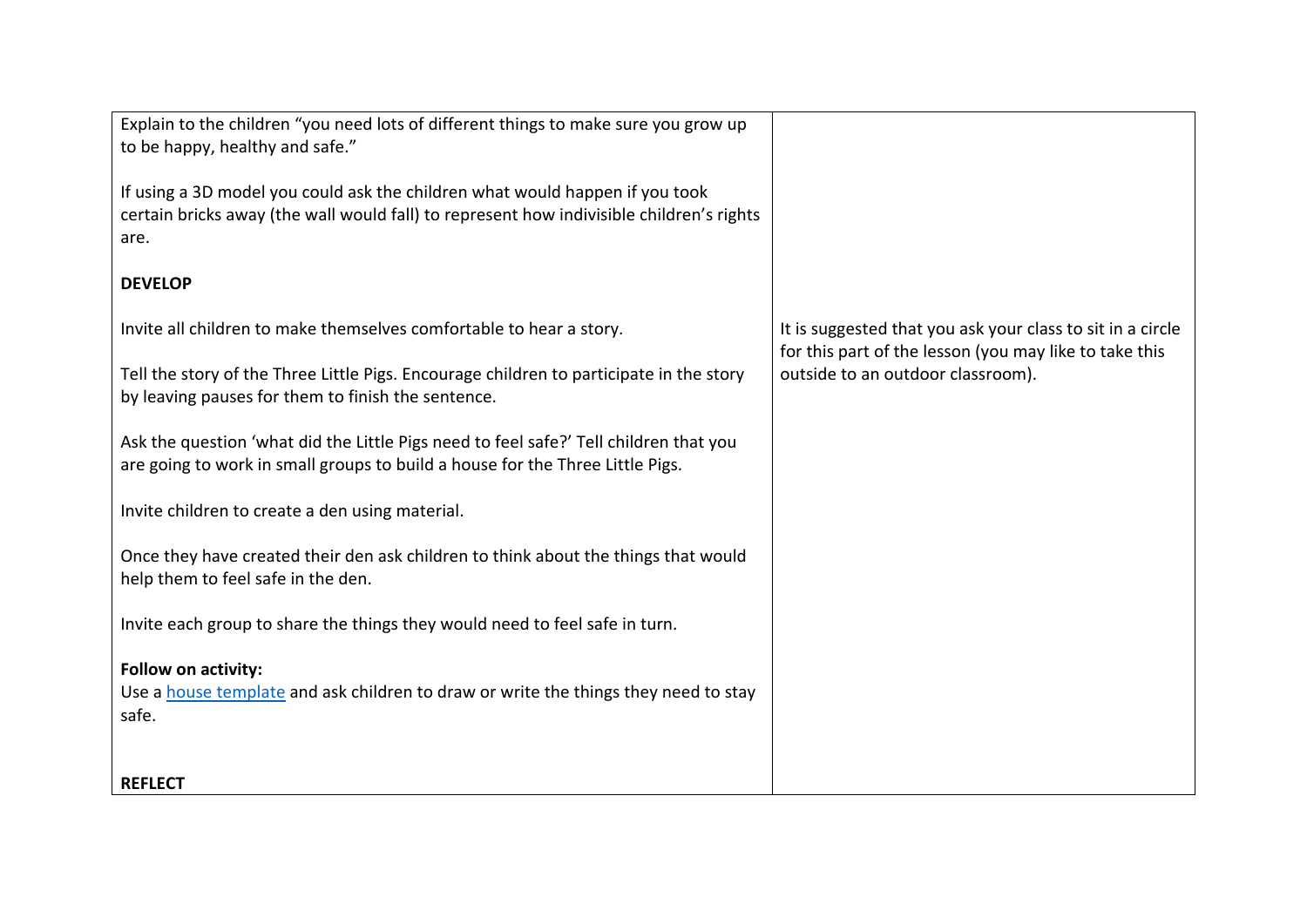| | |
|---|---|
| Explain to the children "you need lots of different things to make sure you grow up to be happy, healthy and safe."<br><br>If using a 3D model you could ask the children what would happen if you took certain bricks away (the wall would fall) to represent how indivisible children's rights are.<br><br>**DEVELOP** | |
| Invite all children to make themselves comfortable to hear a story.<br><br>Tell the story of the Three Little Pigs. Encourage children to participate in the story by leaving pauses for them to finish the sentence.<br><br>Ask the question 'what did the Little Pigs need to feel safe?' Tell children that you are going to work in small groups to build a house for the Three Little Pigs.<br><br>Invite children to create a den using material.<br><br>Once they have created their den ask children to think about the things that would help them to feel safe in the den.<br><br>Invite each group to share the things they would need to feel safe in turn.<br><br>**Follow on activity:**<br>Use a house template and ask children to draw or write the things they need to stay safe.<br><br>**REFLECT** | It is suggested that you ask your class to sit in a circle for this part of the lesson (you may like to take this outside to an outdoor classroom). |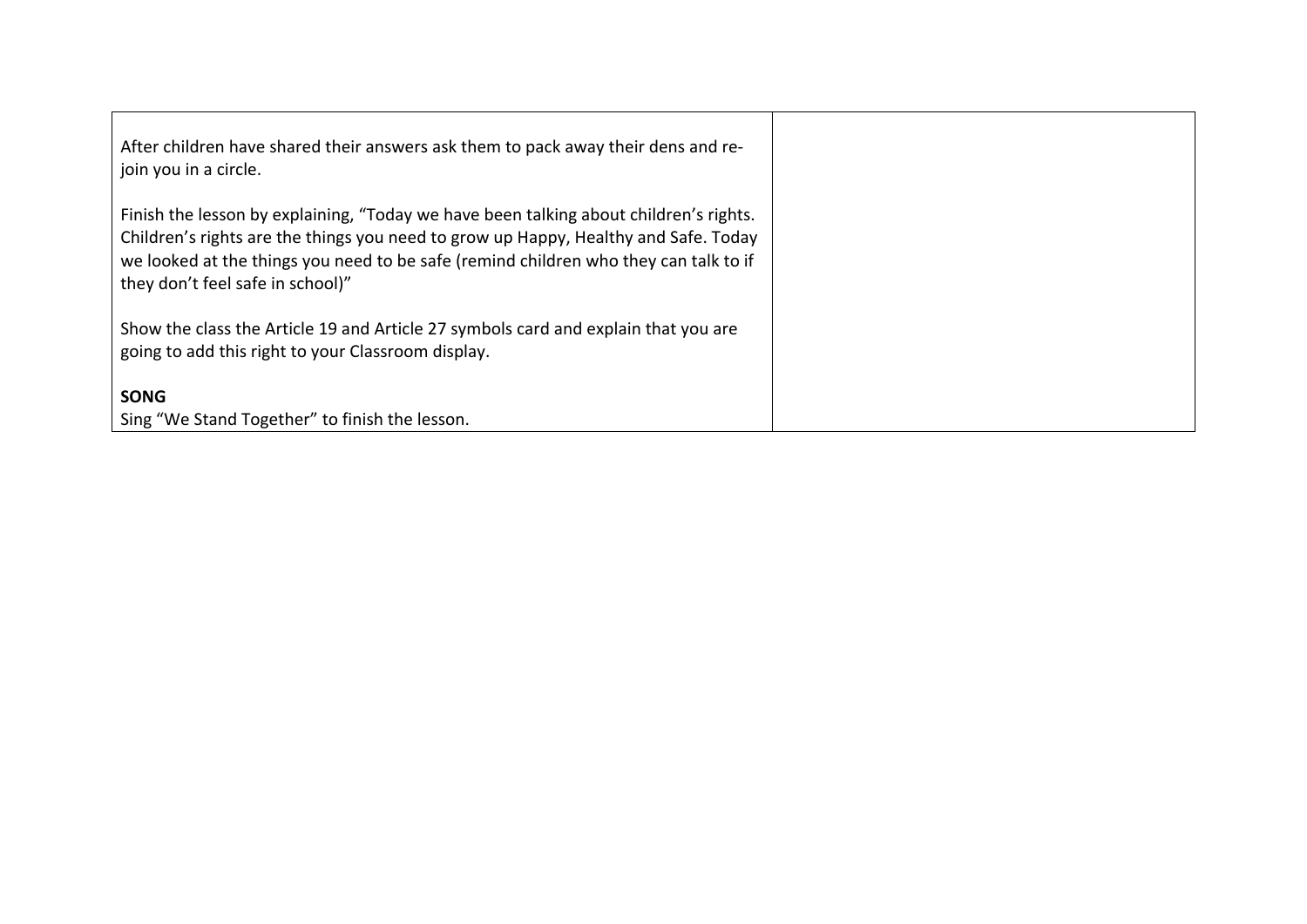| | |
|---|---|
| After children have shared their answers ask them to pack away their dens and re-join you in a circle.<br><br>Finish the lesson by explaining, “Today we have been talking about children’s rights. Children’s rights are the things you need to grow up Happy, Healthy and Safe. Today we looked at the things you need to be safe (remind children who they can talk to if they don’t feel safe in school)”<br><br>Show the class the Article 19 and Article 27 symbols card and explain that you are going to add this right to your Classroom display.<br><br>**SONG**<br>Sing “We Stand Together” to finish the lesson. | |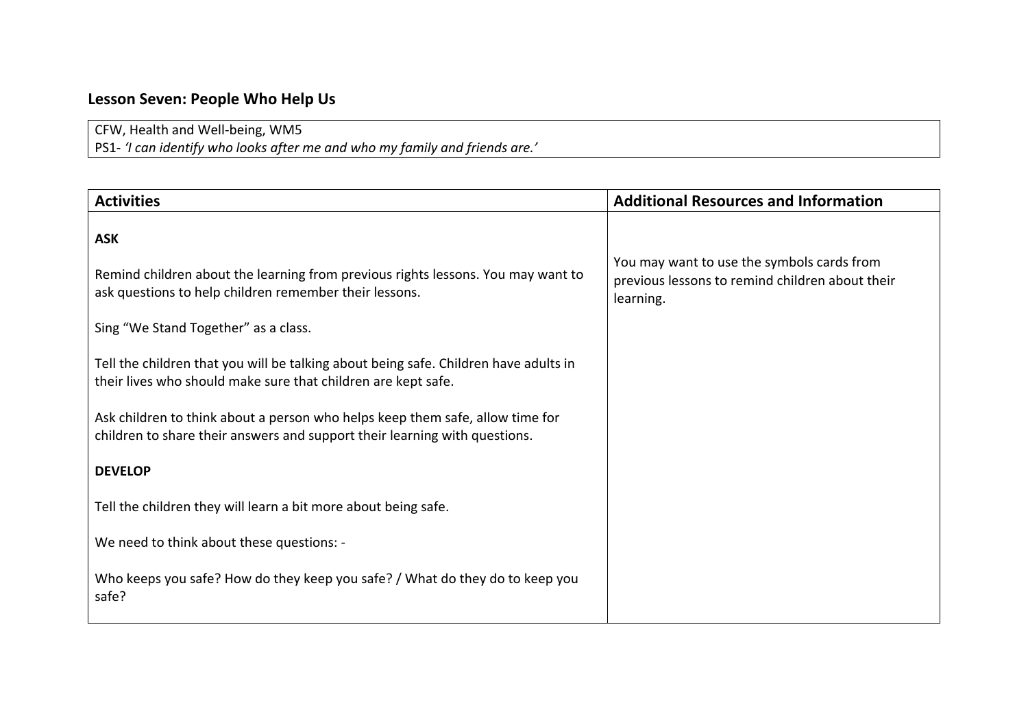## Lesson Seven: People Who Help Us

| CFW, Health and Well-being, WM5<br>PS1- *'I can identify who looks after me and who my family and friends are.'* |
|---|

| Activities | Additional Resources and Information |
|---|---|
| **ASK**<br><br>Remind children about the learning from previous rights lessons. You may want to ask questions to help children remember their lessons.<br><br>Sing "We Stand Together" as a class.<br><br>Tell the children that you will be talking about being safe. Children have adults in their lives who should make sure that children are kept safe.<br><br>Ask children to think about a person who helps keep them safe, allow time for children to share their answers and support their learning with questions.<br><br>**DEVELOP**<br><br>Tell the children they will learn a bit more about being safe.<br><br>We need to think about these questions: -<br><br>Who keeps you safe? How do they keep you safe? / What do they do to keep you safe? | You may want to use the symbols cards from previous lessons to remind children about their learning. |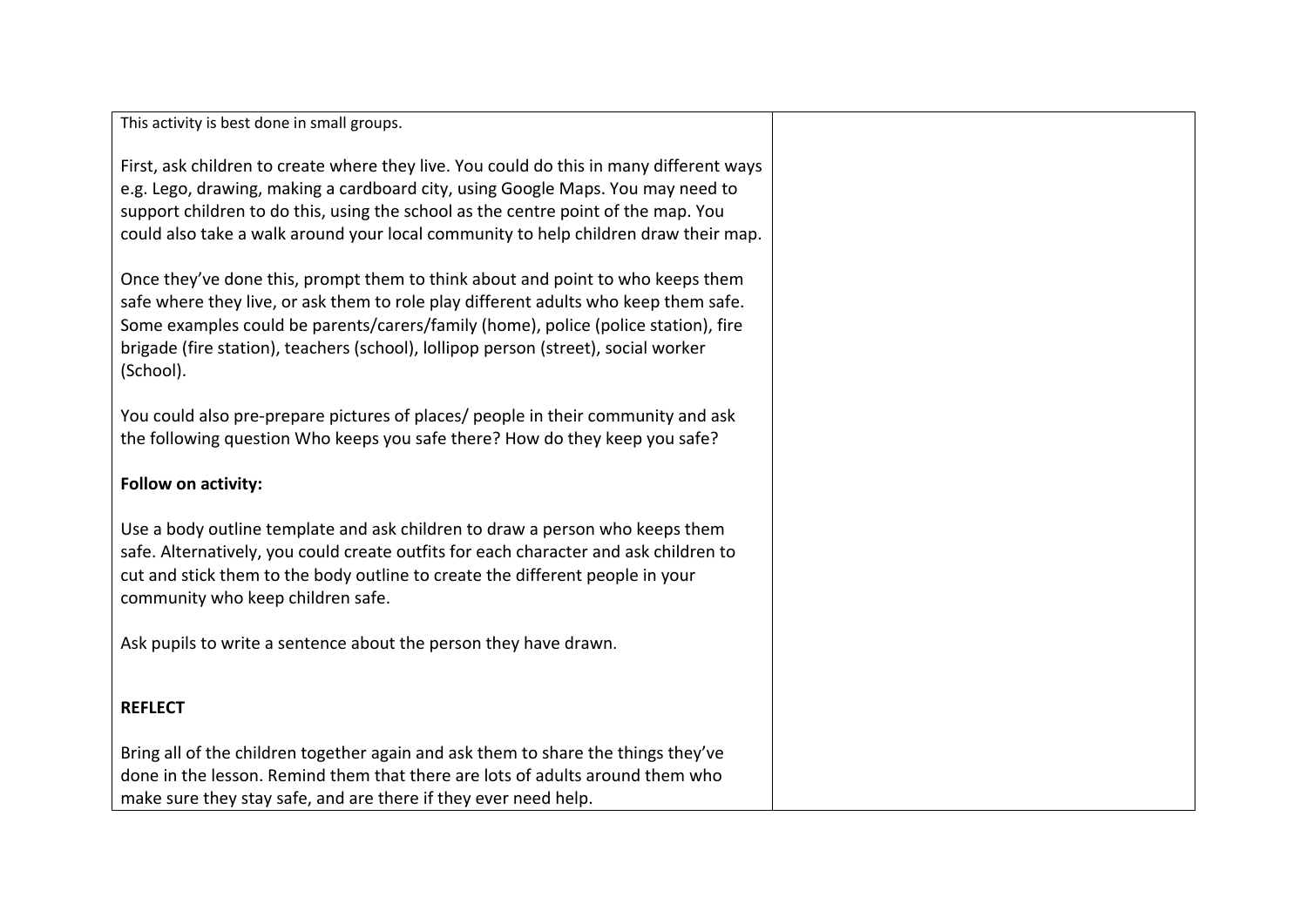This activity is best done in small groups.

First, ask children to create where they live. You could do this in many different ways e.g. Lego, drawing, making a cardboard city, using Google Maps. You may need to support children to do this, using the school as the centre point of the map. You could also take a walk around your local community to help children draw their map.

Once they've done this, prompt them to think about and point to who keeps them safe where they live, or ask them to role play different adults who keep them safe. Some examples could be parents/carers/family (home), police (police station), fire brigade (fire station), teachers (school), lollipop person (street), social worker (School).

You could also pre-prepare pictures of places/ people in their community and ask the following question Who keeps you safe there? How do they keep you safe?

**Follow on activity:**

Use a body outline template and ask children to draw a person who keeps them safe. Alternatively, you could create outfits for each character and ask children to cut and stick them to the body outline to create the different people in your community who keep children safe.

Ask pupils to write a sentence about the person they have drawn.

**REFLECT**

Bring all of the children together again and ask them to share the things they've done in the lesson. Remind them that there are lots of adults around them who make sure they stay safe, and are there if they ever need help.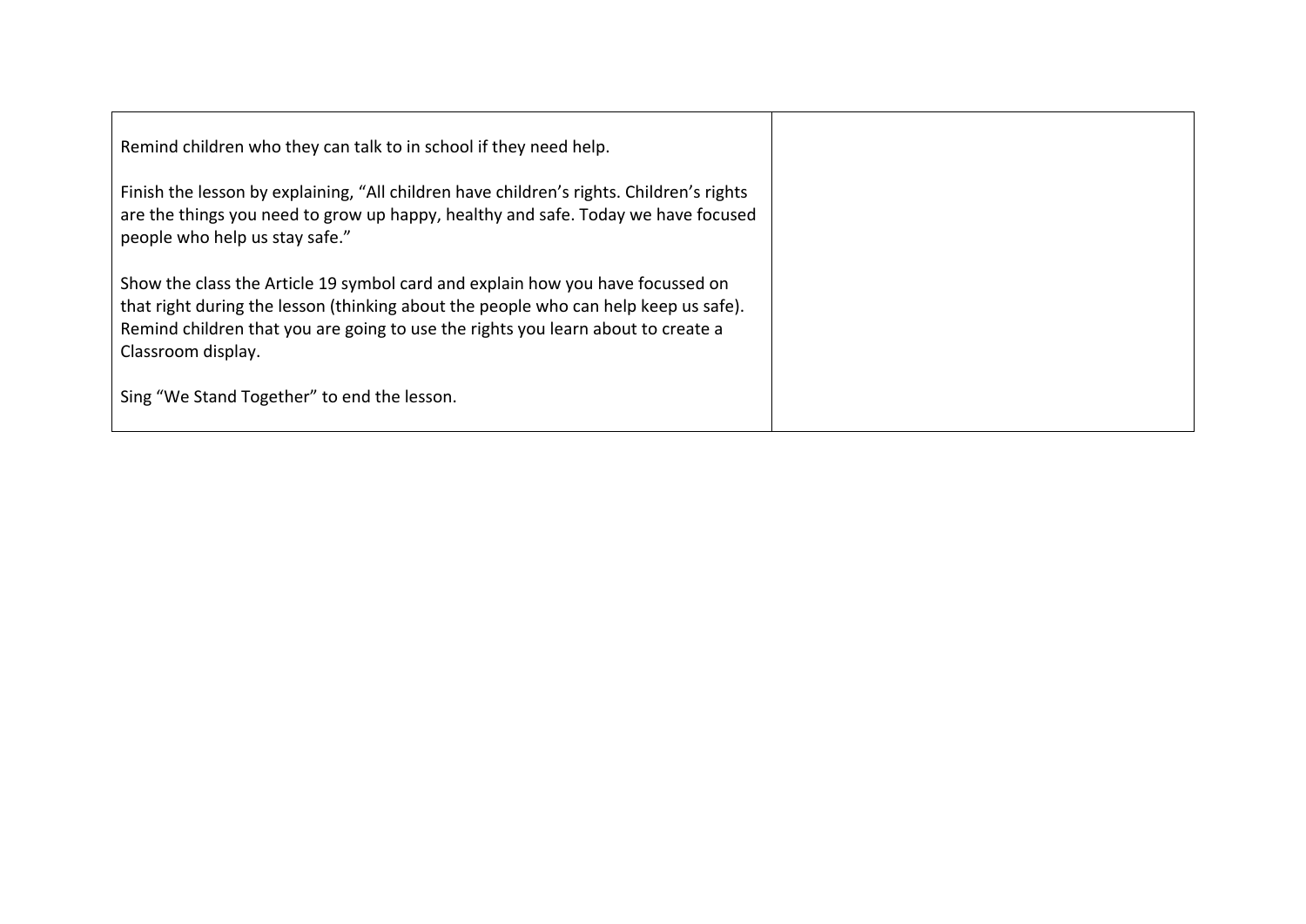| | |
|---|---|
| Remind children who they can talk to in school if they need help.<br><br>Finish the lesson by explaining, "All children have children's rights. Children's rights are the things you need to grow up happy, healthy and safe. Today we have focused people who help us stay safe."<br><br>Show the class the Article 19 symbol card and explain how you have focussed on that right during the lesson (thinking about the people who can help keep us safe). Remind children that you are going to use the rights you learn about to create a Classroom display.<br><br>Sing "We Stand Together" to end the lesson. | |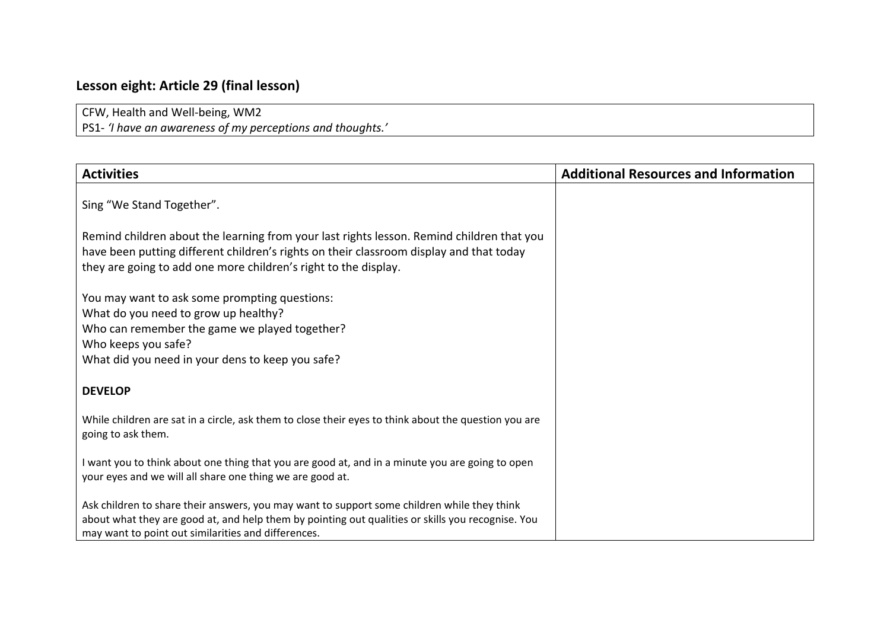## Lesson eight: Article 29 (final lesson)

| CFW, Health and Well-being, WM2<br>PS1- *'I have an awareness of my perceptions and thoughts.'* |
| --- |

| Activities | Additional Resources and Information |
| --- | --- |
| Sing "We Stand Together".<br><br>Remind children about the learning from your last rights lesson. Remind children that you have been putting different children's rights on their classroom display and that today they are going to add one more children's right to the display.<br><br>You may want to ask some prompting questions:<br>What do you need to grow up healthy?<br>Who can remember the game we played together?<br>Who keeps you safe?<br>What did you need in your dens to keep you safe?<br><br>**DEVELOP**<br><br>While children are sat in a circle, ask them to close their eyes to think about the question you are going to ask them.<br><br>I want you to think about one thing that you are good at, and in a minute you are going to open your eyes and we will all share one thing we are good at.<br><br>Ask children to share their answers, you may want to support some children while they think about what they are good at, and help them by pointing out qualities or skills you recognise. You may want to point out similarities and differences. | |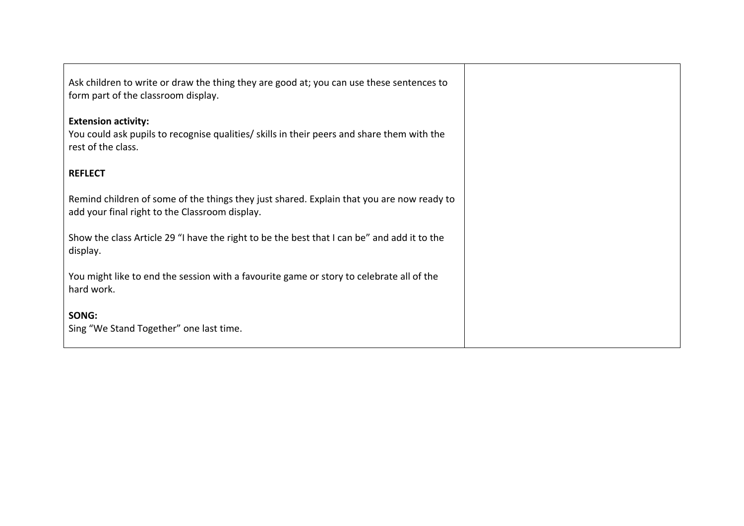| | |
|---|---|
| Ask children to write or draw the thing they are good at; you can use these sentences to form part of the classroom display.<br><br>**Extension activity:**<br>You could ask pupils to recognise qualities/ skills in their peers and share them with the rest of the class.<br><br>**REFLECT**<br><br>Remind children of some of the things they just shared. Explain that you are now ready to add your final right to the Classroom display.<br><br>Show the class Article 29 “I have the right to be the best that I can be” and add it to the display.<br><br>You might like to end the session with a favourite game or story to celebrate all of the hard work.<br><br>**SONG:**<br>Sing “We Stand Together” one last time. | |